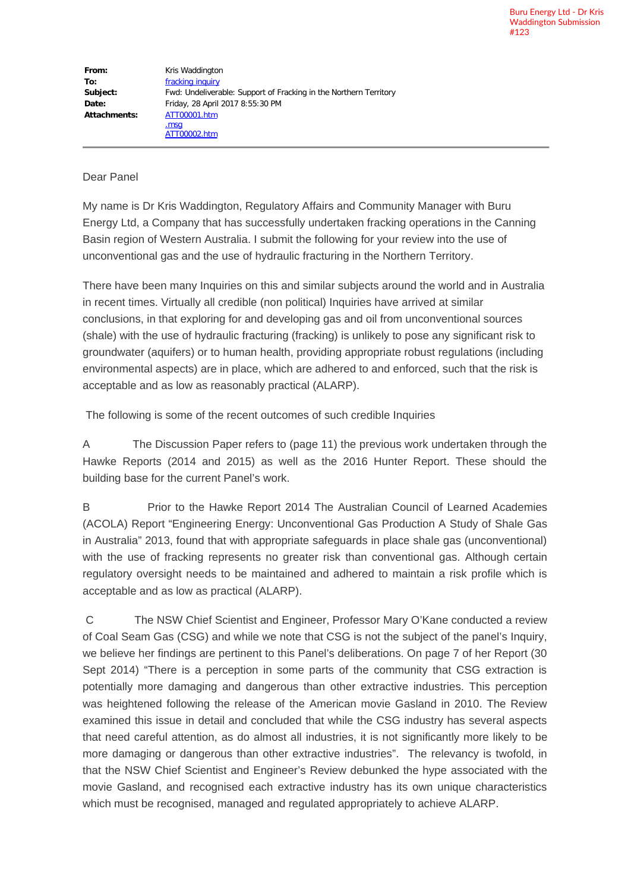Buru Energy Ltd - Dr Kris Waddington Submission #123

| | |
|---|---|
| **From:** | Kris Waddington |
| **To:** | fracking inquiry |
| **Subject:** | Fwd: Undeliverable: Support of Fracking in the Northern Territory |
| **Date:** | Friday, 28 April 2017 8:55:30 PM |
| **Attachments:** | ATT00001.htm<br>.msg<br>ATT00002.htm |

Dear Panel

My name is Dr Kris Waddington, Regulatory Affairs and Community Manager with Buru Energy Ltd, a Company that has successfully undertaken fracking operations in the Canning Basin region of Western Australia. I submit the following for your review into the use of unconventional gas and the use of hydraulic fracturing in the Northern Territory.

There have been many Inquiries on this and similar subjects around the world and in Australia in recent times. Virtually all credible (non political) Inquiries have arrived at similar conclusions, in that exploring for and developing gas and oil from unconventional sources (shale) with the use of hydraulic fracturing (fracking) is unlikely to pose any significant risk to groundwater (aquifers) or to human health, providing appropriate robust regulations (including environmental aspects) are in place, which are adhered to and enforced, such that the risk is acceptable and as low as reasonably practical (ALARP).

The following is some of the recent outcomes of such credible Inquiries

A The Discussion Paper refers to (page 11) the previous work undertaken through the Hawke Reports (2014 and 2015) as well as the 2016 Hunter Report. These should the building base for the current Panel's work.

B Prior to the Hawke Report 2014 The Australian Council of Learned Academies (ACOLA) Report "Engineering Energy: Unconventional Gas Production A Study of Shale Gas in Australia" 2013, found that with appropriate safeguards in place shale gas (unconventional) with the use of fracking represents no greater risk than conventional gas. Although certain regulatory oversight needs to be maintained and adhered to maintain a risk profile which is acceptable and as low as practical (ALARP).

C The NSW Chief Scientist and Engineer, Professor Mary O'Kane conducted a review of Coal Seam Gas (CSG) and while we note that CSG is not the subject of the panel's Inquiry, we believe her findings are pertinent to this Panel's deliberations. On page 7 of her Report (30 Sept 2014) "There is a perception in some parts of the community that CSG extraction is potentially more damaging and dangerous than other extractive industries. This perception was heightened following the release of the American movie Gasland in 2010. The Review examined this issue in detail and concluded that while the CSG industry has several aspects that need careful attention, as do almost all industries, it is not significantly more likely to be more damaging or dangerous than other extractive industries". The relevancy is twofold, in that the NSW Chief Scientist and Engineer's Review debunked the hype associated with the movie Gasland, and recognised each extractive industry has its own unique characteristics which must be recognised, managed and regulated appropriately to achieve ALARP.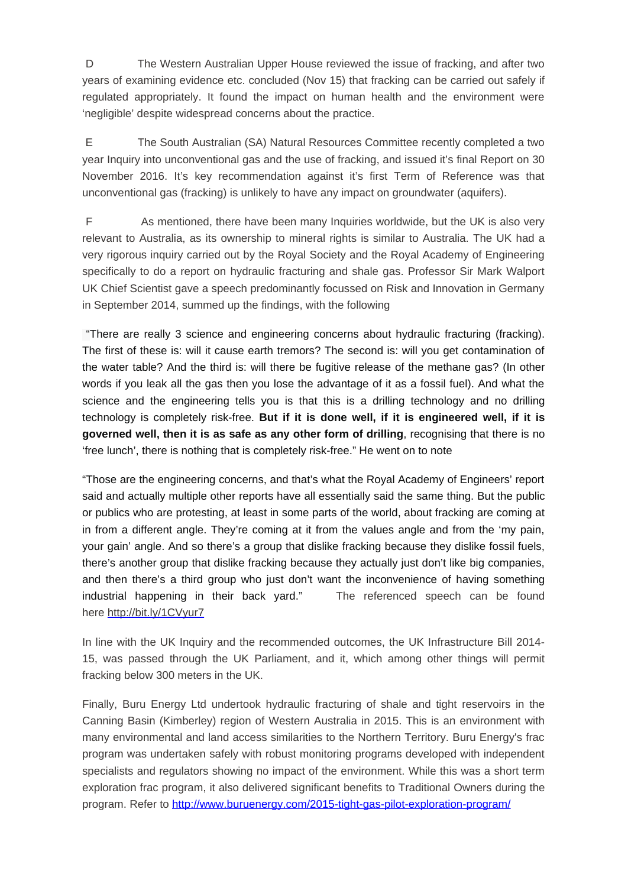D The Western Australian Upper House reviewed the issue of fracking, and after two years of examining evidence etc. concluded (Nov 15) that fracking can be carried out safely if regulated appropriately. It found the impact on human health and the environment were 'negligible' despite widespread concerns about the practice.

E The South Australian (SA) Natural Resources Committee recently completed a two year Inquiry into unconventional gas and the use of fracking, and issued it's final Report on 30 November 2016. It's key recommendation against it's first Term of Reference was that unconventional gas (fracking) is unlikely to have any impact on groundwater (aquifers).

F As mentioned, there have been many Inquiries worldwide, but the UK is also very relevant to Australia, as its ownership to mineral rights is similar to Australia. The UK had a very rigorous inquiry carried out by the Royal Society and the Royal Academy of Engineering specifically to do a report on hydraulic fracturing and shale gas. Professor Sir Mark Walport UK Chief Scientist gave a speech predominantly focussed on Risk and Innovation in Germany in September 2014, summed up the findings, with the following

"There are really 3 science and engineering concerns about hydraulic fracturing (fracking). The first of these is: will it cause earth tremors? The second is: will you get contamination of the water table? And the third is: will there be fugitive release of the methane gas? (In other words if you leak all the gas then you lose the advantage of it as a fossil fuel). And what the science and the engineering tells you is that this is a drilling technology and no drilling technology is completely risk-free. **But if it is done well, if it is engineered well, if it is governed well, then it is as safe as any other form of drilling**, recognising that there is no 'free lunch', there is nothing that is completely risk-free." He went on to note

"Those are the engineering concerns, and that's what the Royal Academy of Engineers' report said and actually multiple other reports have all essentially said the same thing. But the public or publics who are protesting, at least in some parts of the world, about fracking are coming at in from a different angle. They're coming at it from the values angle and from the 'my pain, your gain' angle. And so there's a group that dislike fracking because they dislike fossil fuels, there's another group that dislike fracking because they actually just don't like big companies, and then there's a third group who just don't want the inconvenience of having something industrial happening in their back yard." The referenced speech can be found here http://bit.ly/1CVyur7

In line with the UK Inquiry and the recommended outcomes, the UK Infrastructure Bill 2014-15, was passed through the UK Parliament, and it, which among other things will permit fracking below 300 meters in the UK.

Finally, Buru Energy Ltd undertook hydraulic fracturing of shale and tight reservoirs in the Canning Basin (Kimberley) region of Western Australia in 2015. This is an environment with many environmental and land access similarities to the Northern Territory. Buru Energy's frac program was undertaken safely with robust monitoring programs developed with independent specialists and regulators showing no impact of the environment. While this was a short term exploration frac program, it also delivered significant benefits to Traditional Owners during the program. Refer to http://www.buruenergy.com/2015-tight-gas-pilot-exploration-program/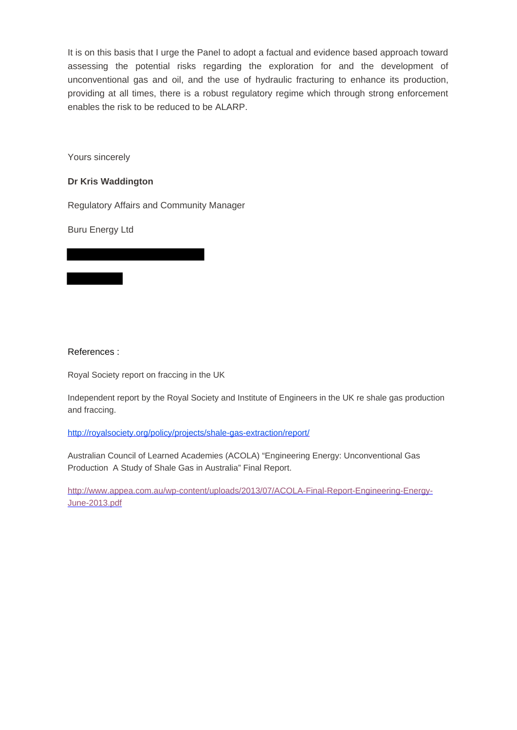It is on this basis that I urge the Panel to adopt a factual and evidence based approach toward assessing the potential risks regarding the exploration for and the development of unconventional gas and oil, and the use of hydraulic fracturing to enhance its production, providing at all times, there is a robust regulatory regime which through strong enforcement enables the risk to be reduced to be ALARP.

Yours sincerely

**Dr Kris Waddington**

Regulatory Affairs and Community Manager

Buru Energy Ltd

References :

Royal Society report on fraccing in the UK

Independent report by the Royal Society and Institute of Engineers in the UK re shale gas production and fraccing.

http://royalsociety.org/policy/projects/shale-gas-extraction/report/

Australian Council of Learned Academies (ACOLA) "Engineering Energy: Unconventional Gas Production A Study of Shale Gas in Australia" Final Report.

http://www.appea.com.au/wp-content/uploads/2013/07/ACOLA-Final-Report-Engineering-Energy-June-2013.pdf